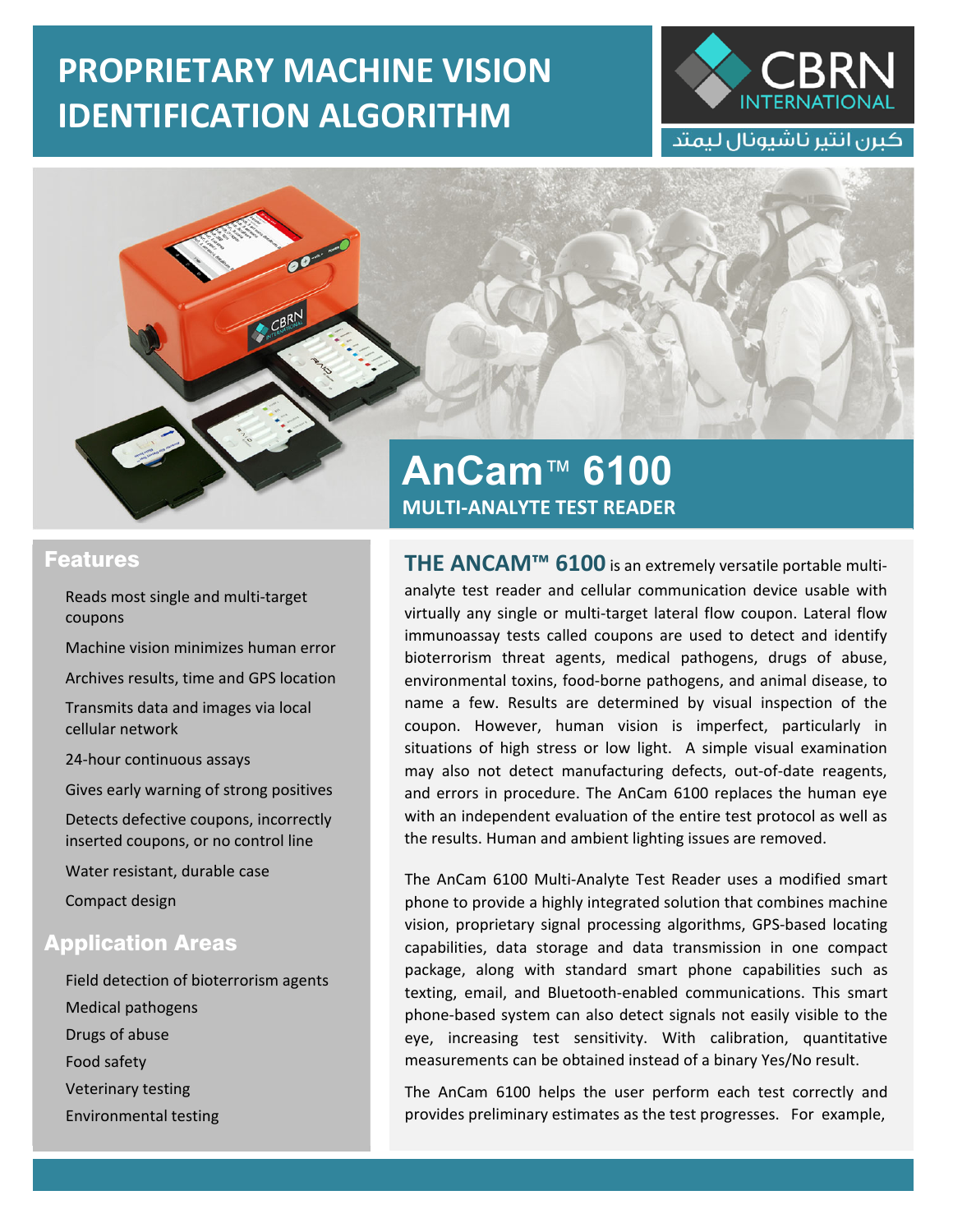# PROPRIETARY MACHINE VISION IDENTIFICATION ALGORITHM

CBRN INTERNATIONAL

كبرن انتير ناشيونال ليمتد

# AnCam™ 6100

## MULTI-ANALYTE TEST READER

## Features

- Reads most single and multi-target coupons
- Machine vision minimizes human error
- Archives results, time and GPS location
- Transmits data and images via local cellular network
- 24-hour continuous assays
- Gives early warning of strong positives
- Detects defective coupons, incorrectly inserted coupons, or no control line
- Water resistant, durable case
- Compact design

## Application Areas

- Field detection of bioterrorism agents
- Medical pathogens
- Drugs of abuse
- Food safety
- Veterinary testing
- Environmental testing

**THE ANCAM™ 6100** is an extremely versatile portable multi-analyte test reader and cellular communication device usable with virtually any single or multi-target lateral flow coupon. Lateral flow immunoassay tests called coupons are used to detect and identify bioterrorism threat agents, medical pathogens, drugs of abuse, environmental toxins, food-borne pathogens, and animal disease, to name a few. Results are determined by visual inspection of the coupon. However, human vision is imperfect, particularly in situations of high stress or low light. A simple visual examination may also not detect manufacturing defects, out-of-date reagents, and errors in procedure. The AnCam 6100 replaces the human eye with an independent evaluation of the entire test protocol as well as the results. Human and ambient lighting issues are removed.

The AnCam 6100 Multi-Analyte Test Reader uses a modified smart phone to provide a highly integrated solution that combines machine vision, proprietary signal processing algorithms, GPS-based locating capabilities, data storage and data transmission in one compact package, along with standard smart phone capabilities such as texting, email, and Bluetooth-enabled communications. This smart phone-based system can also detect signals not easily visible to the eye, increasing test sensitivity. With calibration, quantitative measurements can be obtained instead of a binary Yes/No result.

The AnCam 6100 helps the user perform each test correctly and provides preliminary estimates as the test progresses. For example,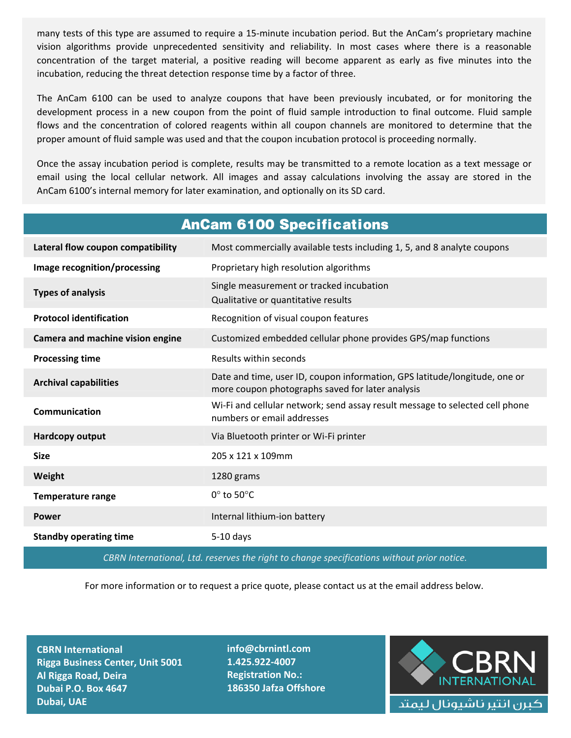many tests of this type are assumed to require a 15-minute incubation period. But the AnCam's proprietary machine vision algorithms provide unprecedented sensitivity and reliability. In most cases where there is a reasonable concentration of the target material, a positive reading will become apparent as early as five minutes into the incubation, reducing the threat detection response time by a factor of three.

The AnCam 6100 can be used to analyze coupons that have been previously incubated, or for monitoring the development process in a new coupon from the point of fluid sample introduction to final outcome. Fluid sample flows and the concentration of colored reagents within all coupon channels are monitored to determine that the proper amount of fluid sample was used and that the coupon incubation protocol is proceeding normally.

Once the assay incubation period is complete, results may be transmitted to a remote location as a text message or email using the local cellular network. All images and assay calculations involving the assay are stored in the AnCam 6100's internal memory for later examination, and optionally on its SD card.

## AnCam 6100 Specifications

| | |
|---|---|
| **Lateral flow coupon compatibility** | Most commercially available tests including 1, 5, and 8 analyte coupons |
| **Image recognition/processing** | Proprietary high resolution algorithms |
| **Types of analysis** | Single measurement or tracked incubation<br>Qualitative or quantitative results |
| **Protocol identification** | Recognition of visual coupon features |
| **Camera and machine vision engine** | Customized embedded cellular phone provides GPS/map functions |
| **Processing time** | Results within seconds |
| **Archival capabilities** | Date and time, user ID, coupon information, GPS latitude/longitude, one or more coupon photographs saved for later analysis |
| **Communication** | Wi-Fi and cellular network; send assay result message to selected cell phone numbers or email addresses |
| **Hardcopy output** | Via Bluetooth printer or Wi-Fi printer |
| **Size** | 205 x 121 x 109mm |
| **Weight** | 1280 grams |
| **Temperature range** | 0° to 50°C |
| **Power** | Internal lithium-ion battery |
| **Standby operating time** | 5-10 days |

*CBRN International, Ltd. reserves the right to change specifications without prior notice.*

For more information or to request a price quote, please contact us at the email address below.

**CBRN International**
**Rigga Business Center, Unit 5001**
**Al Rigga Road, Deira**
**Dubai P.O. Box 4647**
**Dubai, UAE**

**info@cbrnintl.com**
**1.425.922-4007**
**Registration No.:**
**186350 Jafza Offshore**

CBRN INTERNATIONAL
كبرن انتير ناشيونال ليمتد